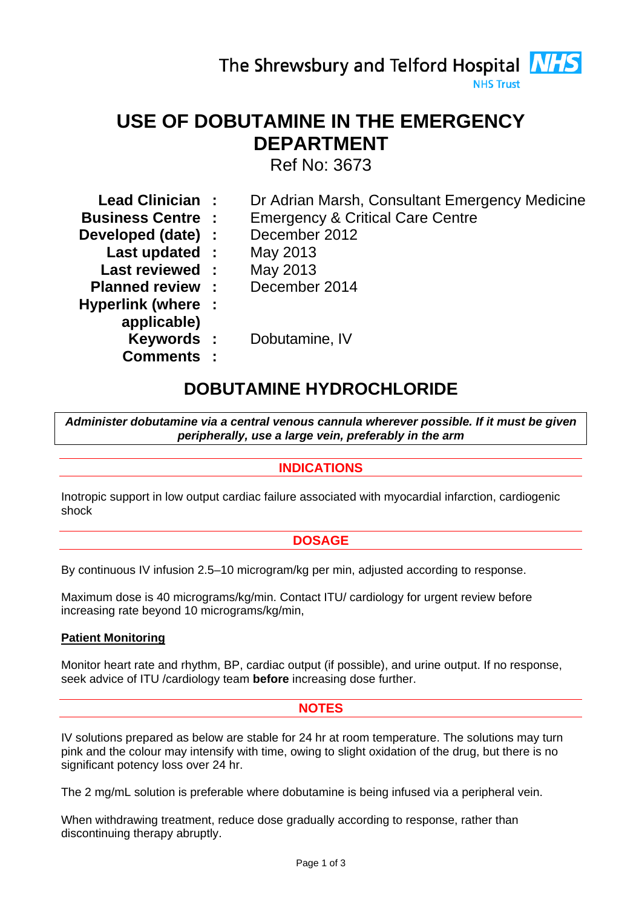The Shrewsbury and Telford Hospital NHS Trust

# USE OF DOBUTAMINE IN THE EMERGENCY DEPARTMENT

Ref No: 3673

| | | |
|---|---|---|
| **Lead Clinician** | **:** | Dr Adrian Marsh, Consultant Emergency Medicine |
| **Business Centre** | **:** | Emergency & Critical Care Centre |
| **Developed (date)** | **:** | December 2012 |
| **Last updated** | **:** | May 2013 |
| **Last reviewed** | **:** | May 2013 |
| **Planned review** | **:** | December 2014 |
| **Hyperlink (where applicable)** | **:** | |
| **Keywords** | **:** | Dobutamine, IV |
| **Comments** | **:** | |

## DOBUTAMINE HYDROCHLORIDE

***Administer dobutamine via a central venous cannula wherever possible. If it must be given peripherally, use a large vein, preferably in the arm***

### INDICATIONS

Inotropic support in low output cardiac failure associated with myocardial infarction, cardiogenic shock

### DOSAGE

By continuous IV infusion 2.5–10 microgram/kg per min, adjusted according to response.

Maximum dose is 40 micrograms/kg/min. Contact ITU/ cardiology for urgent review before increasing rate beyond 10 micrograms/kg/min,

**Patient Monitoring**

Monitor heart rate and rhythm, BP, cardiac output (if possible), and urine output. If no response, seek advice of ITU /cardiology team **before** increasing dose further.

### NOTES

IV solutions prepared as below are stable for 24 hr at room temperature. The solutions may turn pink and the colour may intensify with time, owing to slight oxidation of the drug, but there is no significant potency loss over 24 hr.

The 2 mg/mL solution is preferable where dobutamine is being infused via a peripheral vein.

When withdrawing treatment, reduce dose gradually according to response, rather than discontinuing therapy abruptly.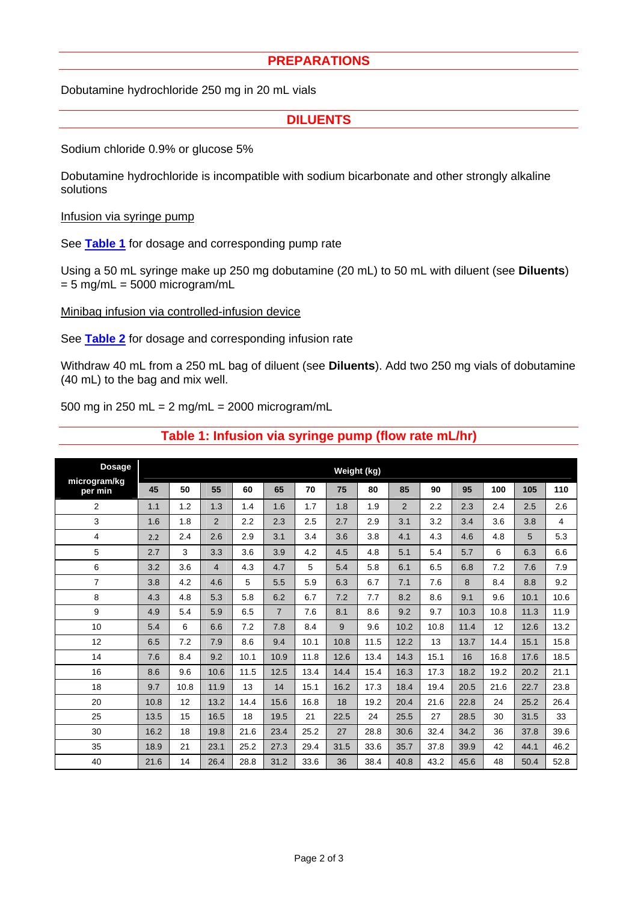## PREPARATIONS

Dobutamine hydrochloride 250 mg in 20 mL vials

## DILUENTS

Sodium chloride 0.9% or glucose 5%

Dobutamine hydrochloride is incompatible with sodium bicarbonate and other strongly alkaline solutions

Infusion via syringe pump

See **Table 1** for dosage and corresponding pump rate

Using a 50 mL syringe make up 250 mg dobutamine (20 mL) to 50 mL with diluent (see **Diluents**) = 5 mg/mL = 5000 microgram/mL

Minibag infusion via controlled-infusion device

See **Table 2** for dosage and corresponding infusion rate

Withdraw 40 mL from a 250 mL bag of diluent (see **Diluents**). Add two 250 mg vials of dobutamine (40 mL) to the bag and mix well.

500 mg in 250 mL = 2 mg/mL = 2000 microgram/mL

## Table 1: Infusion via syringe pump (flow rate mL/hr)

| Dosage microgram/kg per min | Weight (kg) | | | | | | | | | | | | | |
|---|---|---|---|---|---|---|---|---|---|---|---|---|---|---|
| | 45 | 50 | 55 | 60 | 65 | 70 | 75 | 80 | 85 | 90 | 95 | 100 | 105 | 110 |
| 2 | 1.1 | 1.2 | 1.3 | 1.4 | 1.6 | 1.7 | 1.8 | 1.9 | 2 | 2.2 | 2.3 | 2.4 | 2.5 | 2.6 |
| 3 | 1.6 | 1.8 | 2 | 2.2 | 2.3 | 2.5 | 2.7 | 2.9 | 3.1 | 3.2 | 3.4 | 3.6 | 3.8 | 4 |
| 4 | 2.2 | 2.4 | 2.6 | 2.9 | 3.1 | 3.4 | 3.6 | 3.8 | 4.1 | 4.3 | 4.6 | 4.8 | 5 | 5.3 |
| 5 | 2.7 | 3 | 3.3 | 3.6 | 3.9 | 4.2 | 4.5 | 4.8 | 5.1 | 5.4 | 5.7 | 6 | 6.3 | 6.6 |
| 6 | 3.2 | 3.6 | 4 | 4.3 | 4.7 | 5 | 5.4 | 5.8 | 6.1 | 6.5 | 6.8 | 7.2 | 7.6 | 7.9 |
| 7 | 3.8 | 4.2 | 4.6 | 5 | 5.5 | 5.9 | 6.3 | 6.7 | 7.1 | 7.6 | 8 | 8.4 | 8.8 | 9.2 |
| 8 | 4.3 | 4.8 | 5.3 | 5.8 | 6.2 | 6.7 | 7.2 | 7.7 | 8.2 | 8.6 | 9.1 | 9.6 | 10.1 | 10.6 |
| 9 | 4.9 | 5.4 | 5.9 | 6.5 | 7 | 7.6 | 8.1 | 8.6 | 9.2 | 9.7 | 10.3 | 10.8 | 11.3 | 11.9 |
| 10 | 5.4 | 6 | 6.6 | 7.2 | 7.8 | 8.4 | 9 | 9.6 | 10.2 | 10.8 | 11.4 | 12 | 12.6 | 13.2 |
| 12 | 6.5 | 7.2 | 7.9 | 8.6 | 9.4 | 10.1 | 10.8 | 11.5 | 12.2 | 13 | 13.7 | 14.4 | 15.1 | 15.8 |
| 14 | 7.6 | 8.4 | 9.2 | 10.1 | 10.9 | 11.8 | 12.6 | 13.4 | 14.3 | 15.1 | 16 | 16.8 | 17.6 | 18.5 |
| 16 | 8.6 | 9.6 | 10.6 | 11.5 | 12.5 | 13.4 | 14.4 | 15.4 | 16.3 | 17.3 | 18.2 | 19.2 | 20.2 | 21.1 |
| 18 | 9.7 | 10.8 | 11.9 | 13 | 14 | 15.1 | 16.2 | 17.3 | 18.4 | 19.4 | 20.5 | 21.6 | 22.7 | 23.8 |
| 20 | 10.8 | 12 | 13.2 | 14.4 | 15.6 | 16.8 | 18 | 19.2 | 20.4 | 21.6 | 22.8 | 24 | 25.2 | 26.4 |
| 25 | 13.5 | 15 | 16.5 | 18 | 19.5 | 21 | 22.5 | 24 | 25.5 | 27 | 28.5 | 30 | 31.5 | 33 |
| 30 | 16.2 | 18 | 19.8 | 21.6 | 23.4 | 25.2 | 27 | 28.8 | 30.6 | 32.4 | 34.2 | 36 | 37.8 | 39.6 |
| 35 | 18.9 | 21 | 23.1 | 25.2 | 27.3 | 29.4 | 31.5 | 33.6 | 35.7 | 37.8 | 39.9 | 42 | 44.1 | 46.2 |
| 40 | 21.6 | 14 | 26.4 | 28.8 | 31.2 | 33.6 | 36 | 38.4 | 40.8 | 43.2 | 45.6 | 48 | 50.4 | 52.8 |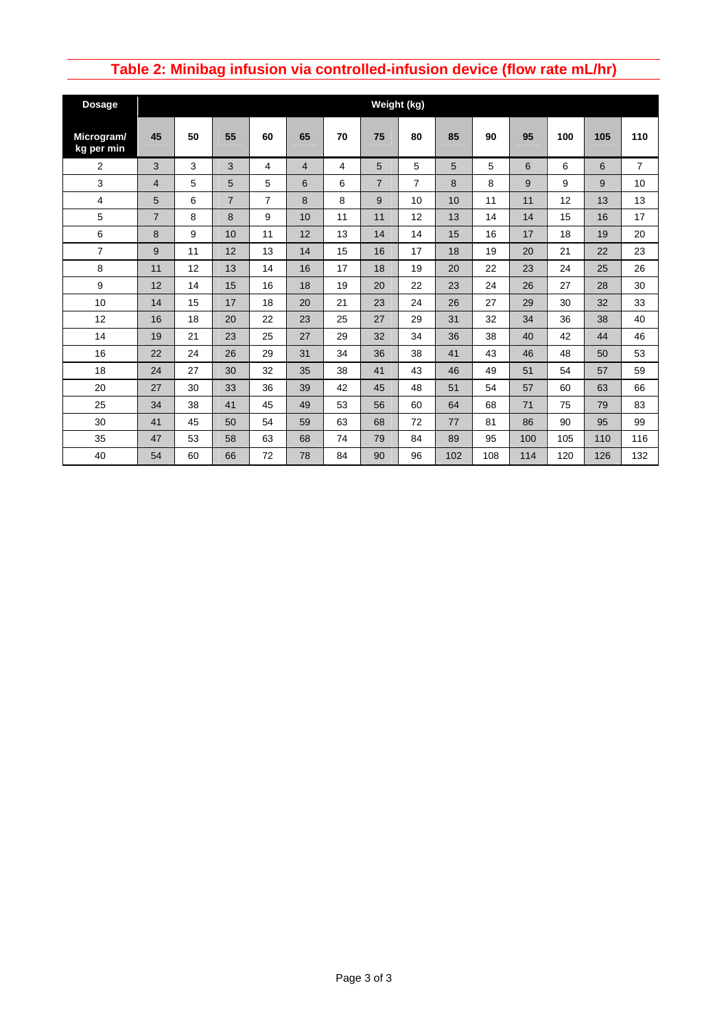## Table 2: Minibag infusion via controlled-infusion device (flow rate mL/hr)

| Dosage | Weight (kg) | | | | | | | | | | | | | |
|---|---|---|---|---|---|---|---|---|---|---|---|---|---|---|
| **Microgram/ kg per min** | **45** | **50** | **55** | **60** | **65** | **70** | **75** | **80** | **85** | **90** | **95** | **100** | **105** | **110** |
| 2 | 3 | 3 | 3 | 4 | 4 | 4 | 5 | 5 | 5 | 5 | 6 | 6 | 6 | 7 |
| 3 | 4 | 5 | 5 | 5 | 6 | 6 | 7 | 7 | 8 | 8 | 9 | 9 | 9 | 10 |
| 4 | 5 | 6 | 7 | 7 | 8 | 8 | 9 | 10 | 10 | 11 | 11 | 12 | 13 | 13 |
| 5 | 7 | 8 | 8 | 9 | 10 | 11 | 11 | 12 | 13 | 14 | 14 | 15 | 16 | 17 |
| 6 | 8 | 9 | 10 | 11 | 12 | 13 | 14 | 14 | 15 | 16 | 17 | 18 | 19 | 20 |
| 7 | 9 | 11 | 12 | 13 | 14 | 15 | 16 | 17 | 18 | 19 | 20 | 21 | 22 | 23 |
| 8 | 11 | 12 | 13 | 14 | 16 | 17 | 18 | 19 | 20 | 22 | 23 | 24 | 25 | 26 |
| 9 | 12 | 14 | 15 | 16 | 18 | 19 | 20 | 22 | 23 | 24 | 26 | 27 | 28 | 30 |
| 10 | 14 | 15 | 17 | 18 | 20 | 21 | 23 | 24 | 26 | 27 | 29 | 30 | 32 | 33 |
| 12 | 16 | 18 | 20 | 22 | 23 | 25 | 27 | 29 | 31 | 32 | 34 | 36 | 38 | 40 |
| 14 | 19 | 21 | 23 | 25 | 27 | 29 | 32 | 34 | 36 | 38 | 40 | 42 | 44 | 46 |
| 16 | 22 | 24 | 26 | 29 | 31 | 34 | 36 | 38 | 41 | 43 | 46 | 48 | 50 | 53 |
| 18 | 24 | 27 | 30 | 32 | 35 | 38 | 41 | 43 | 46 | 49 | 51 | 54 | 57 | 59 |
| 20 | 27 | 30 | 33 | 36 | 39 | 42 | 45 | 48 | 51 | 54 | 57 | 60 | 63 | 66 |
| 25 | 34 | 38 | 41 | 45 | 49 | 53 | 56 | 60 | 64 | 68 | 71 | 75 | 79 | 83 |
| 30 | 41 | 45 | 50 | 54 | 59 | 63 | 68 | 72 | 77 | 81 | 86 | 90 | 95 | 99 |
| 35 | 47 | 53 | 58 | 63 | 68 | 74 | 79 | 84 | 89 | 95 | 100 | 105 | 110 | 116 |
| 40 | 54 | 60 | 66 | 72 | 78 | 84 | 90 | 96 | 102 | 108 | 114 | 120 | 126 | 132 |